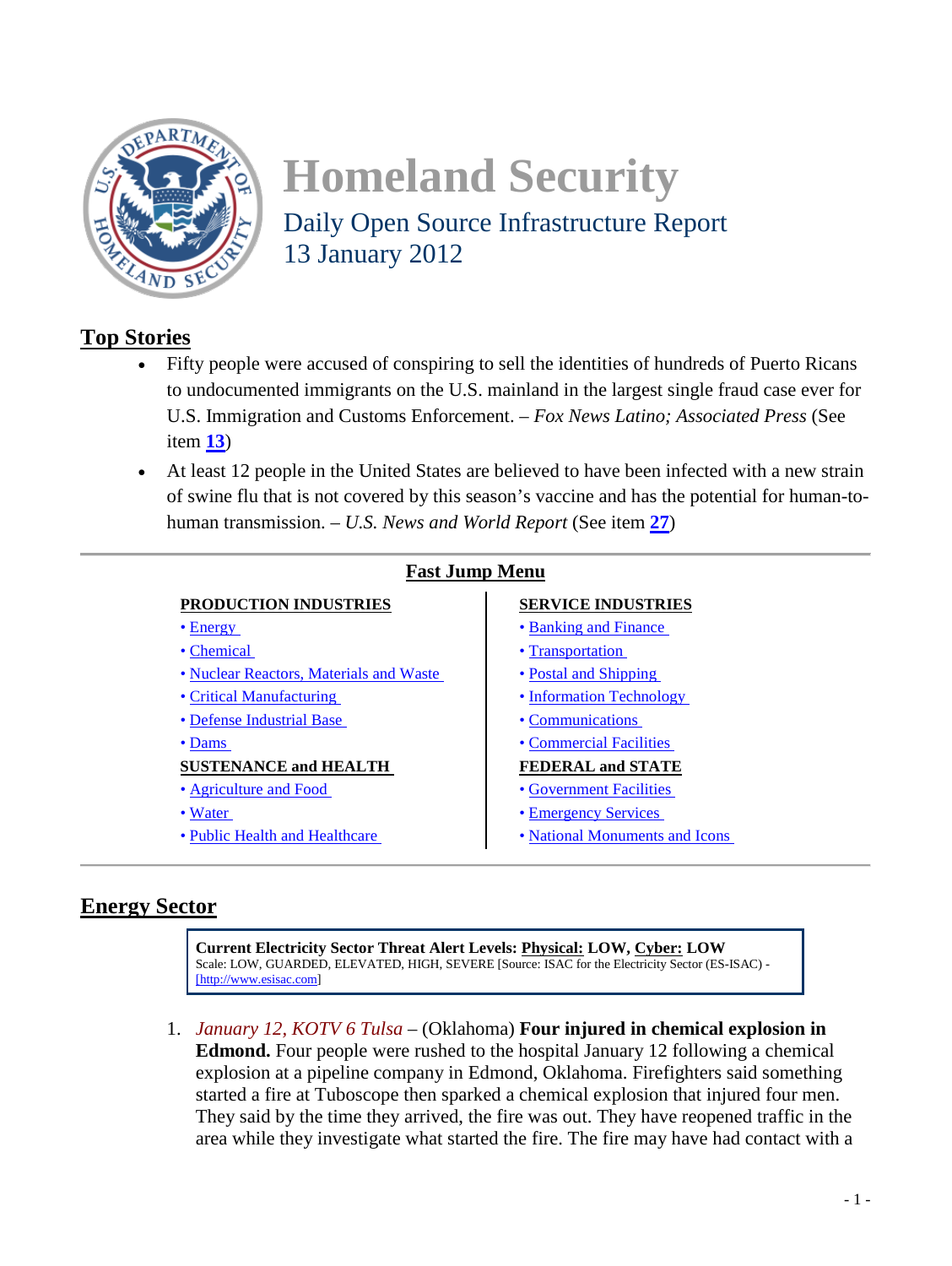# Homeland Security

Daily Open Source Infrastructure Report
13 January 2012

## Top Stories

- Fifty people were accused of conspiring to sell the identities of hundreds of Puerto Ricans to undocumented immigrants on the U.S. mainland in the largest single fraud case ever for U.S. Immigration and Customs Enforcement. – *Fox News Latino; Associated Press* (See item **13**)
- At least 12 people in the United States are believed to have been infected with a new strain of swine flu that is not covered by this season's vaccine and has the potential for human-to-human transmission. – *U.S. News and World Report* (See item **27**)

## Fast Jump Menu

**PRODUCTION INDUSTRIES**
- Energy
- Chemical
- Nuclear Reactors, Materials and Waste
- Critical Manufacturing
- Defense Industrial Base
- Dams

**SUSTENANCE and HEALTH**
- Agriculture and Food
- Water
- Public Health and Healthcare

**SERVICE INDUSTRIES**
- Banking and Finance
- Transportation
- Postal and Shipping
- Information Technology
- Communications
- Commercial Facilities

**FEDERAL and STATE**
- Government Facilities
- Emergency Services
- National Monuments and Icons

## Energy Sector

**Current Electricity Sector Threat Alert Levels: Physical: LOW, Cyber: LOW**
Scale: LOW, GUARDED, ELEVATED, HIGH, SEVERE [Source: ISAC for the Electricity Sector (ES-ISAC) - [http://www.esisac.com]

1. *January 12, KOTV 6 Tulsa* – (Oklahoma) **Four injured in chemical explosion in Edmond.** Four people were rushed to the hospital January 12 following a chemical explosion at a pipeline company in Edmond, Oklahoma. Firefighters said something started a fire at Tuboscope then sparked a chemical explosion that injured four men. They said by the time they arrived, the fire was out. They have reopened traffic in the area while they investigate what started the fire. The fire may have had contact with a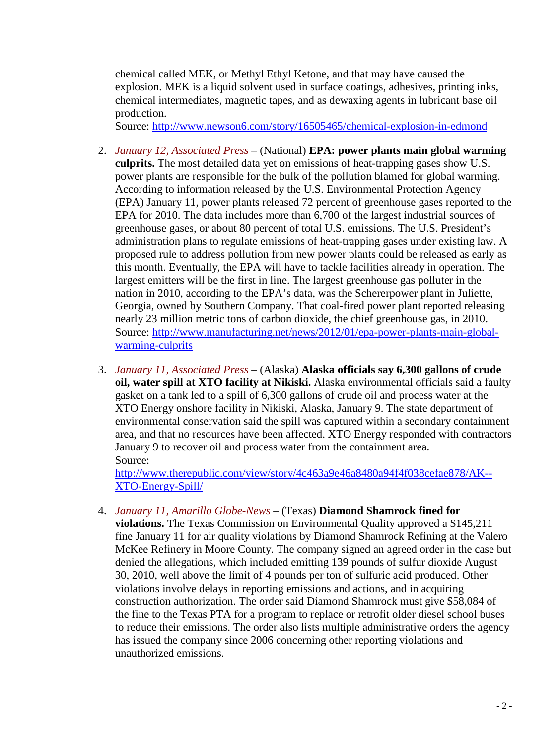chemical called MEK, or Methyl Ethyl Ketone, and that may have caused the explosion. MEK is a liquid solvent used in surface coatings, adhesives, printing inks, chemical intermediates, magnetic tapes, and as dewaxing agents in lubricant base oil production.
Source: http://www.newson6.com/story/16505465/chemical-explosion-in-edmond

2. *January 12, Associated Press* – (National) **EPA: power plants main global warming culprits.** The most detailed data yet on emissions of heat-trapping gases show U.S. power plants are responsible for the bulk of the pollution blamed for global warming. According to information released by the U.S. Environmental Protection Agency (EPA) January 11, power plants released 72 percent of greenhouse gases reported to the EPA for 2010. The data includes more than 6,700 of the largest industrial sources of greenhouse gases, or about 80 percent of total U.S. emissions. The U.S. President's administration plans to regulate emissions of heat-trapping gases under existing law. A proposed rule to address pollution from new power plants could be released as early as this month. Eventually, the EPA will have to tackle facilities already in operation. The largest emitters will be the first in line. The largest greenhouse gas polluter in the nation in 2010, according to the EPA's data, was the Schererpower plant in Juliette, Georgia, owned by Southern Company. That coal-fired power plant reported releasing nearly 23 million metric tons of carbon dioxide, the chief greenhouse gas, in 2010.
Source: http://www.manufacturing.net/news/2012/01/epa-power-plants-main-global-warming-culprits

3. *January 11, Associated Press* – (Alaska) **Alaska officials say 6,300 gallons of crude oil, water spill at XTO facility at Nikiski.** Alaska environmental officials said a faulty gasket on a tank led to a spill of 6,300 gallons of crude oil and process water at the XTO Energy onshore facility in Nikiski, Alaska, January 9. The state department of environmental conservation said the spill was captured within a secondary containment area, and that no resources have been affected. XTO Energy responded with contractors January 9 to recover oil and process water from the containment area.
Source:
http://www.therepublic.com/view/story/4c463a9e46a8480a94f4f038cefae878/AK--XTO-Energy-Spill/

4. *January 11, Amarillo Globe-News* – (Texas) **Diamond Shamrock fined for violations.** The Texas Commission on Environmental Quality approved a $145,211 fine January 11 for air quality violations by Diamond Shamrock Refining at the Valero McKee Refinery in Moore County. The company signed an agreed order in the case but denied the allegations, which included emitting 139 pounds of sulfur dioxide August 30, 2010, well above the limit of 4 pounds per ton of sulfuric acid produced. Other violations involve delays in reporting emissions and actions, and in acquiring construction authorization. The order said Diamond Shamrock must give $58,084 of the fine to the Texas PTA for a program to replace or retrofit older diesel school buses to reduce their emissions. The order also lists multiple administrative orders the agency has issued the company since 2006 concerning other reporting violations and unauthorized emissions.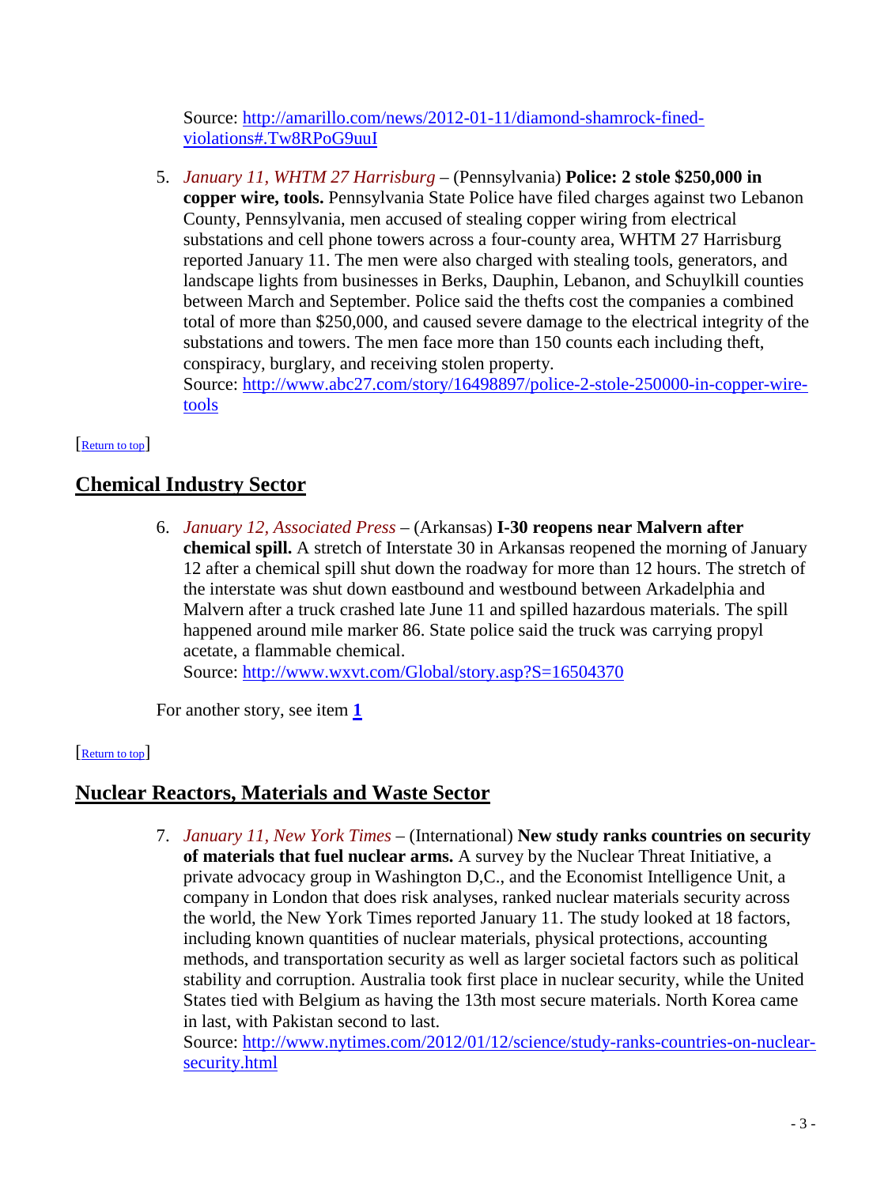Source: [http://amarillo.com/news/2012-01-11/diamond-shamrock-fined-violations#.Tw8RPoG9uuI](http://amarillo.com/news/2012-01-11/diamond-shamrock-fined-violations#.Tw8RPoG9uuI)

5. *January 11, WHTM 27 Harrisburg* – (Pennsylvania) **Police: 2 stole $250,000 in copper wire, tools.** Pennsylvania State Police have filed charges against two Lebanon County, Pennsylvania, men accused of stealing copper wiring from electrical substations and cell phone towers across a four-county area, WHTM 27 Harrisburg reported January 11. The men were also charged with stealing tools, generators, and landscape lights from businesses in Berks, Dauphin, Lebanon, and Schuylkill counties between March and September. Police said the thefts cost the companies a combined total of more than $250,000, and caused severe damage to the electrical integrity of the substations and towers. The men face more than 150 counts each including theft, conspiracy, burglary, and receiving stolen property.
   Source: [http://www.abc27.com/story/16498897/police-2-stole-250000-in-copper-wire-tools](http://www.abc27.com/story/16498897/police-2-stole-250000-in-copper-wire-tools)

[Return to top]

## Chemical Industry Sector

6. *January 12, Associated Press* – (Arkansas) **I-30 reopens near Malvern after chemical spill.** A stretch of Interstate 30 in Arkansas reopened the morning of January 12 after a chemical spill shut down the roadway for more than 12 hours. The stretch of the interstate was shut down eastbound and westbound between Arkadelphia and Malvern after a truck crashed late June 11 and spilled hazardous materials. The spill happened around mile marker 86. State police said the truck was carrying propyl acetate, a flammable chemical.
   Source: [http://www.wxvt.com/Global/story.asp?S=16504370](http://www.wxvt.com/Global/story.asp?S=16504370)

For another story, see item **1**

[Return to top]

## Nuclear Reactors, Materials and Waste Sector

7. *January 11, New York Times* – (International) **New study ranks countries on security of materials that fuel nuclear arms.** A survey by the Nuclear Threat Initiative, a private advocacy group in Washington D,C., and the Economist Intelligence Unit, a company in London that does risk analyses, ranked nuclear materials security across the world, the New York Times reported January 11. The study looked at 18 factors, including known quantities of nuclear materials, physical protections, accounting methods, and transportation security as well as larger societal factors such as political stability and corruption. Australia took first place in nuclear security, while the United States tied with Belgium as having the 13th most secure materials. North Korea came in last, with Pakistan second to last.
   Source: [http://www.nytimes.com/2012/01/12/science/study-ranks-countries-on-nuclear-security.html](http://www.nytimes.com/2012/01/12/science/study-ranks-countries-on-nuclear-security.html)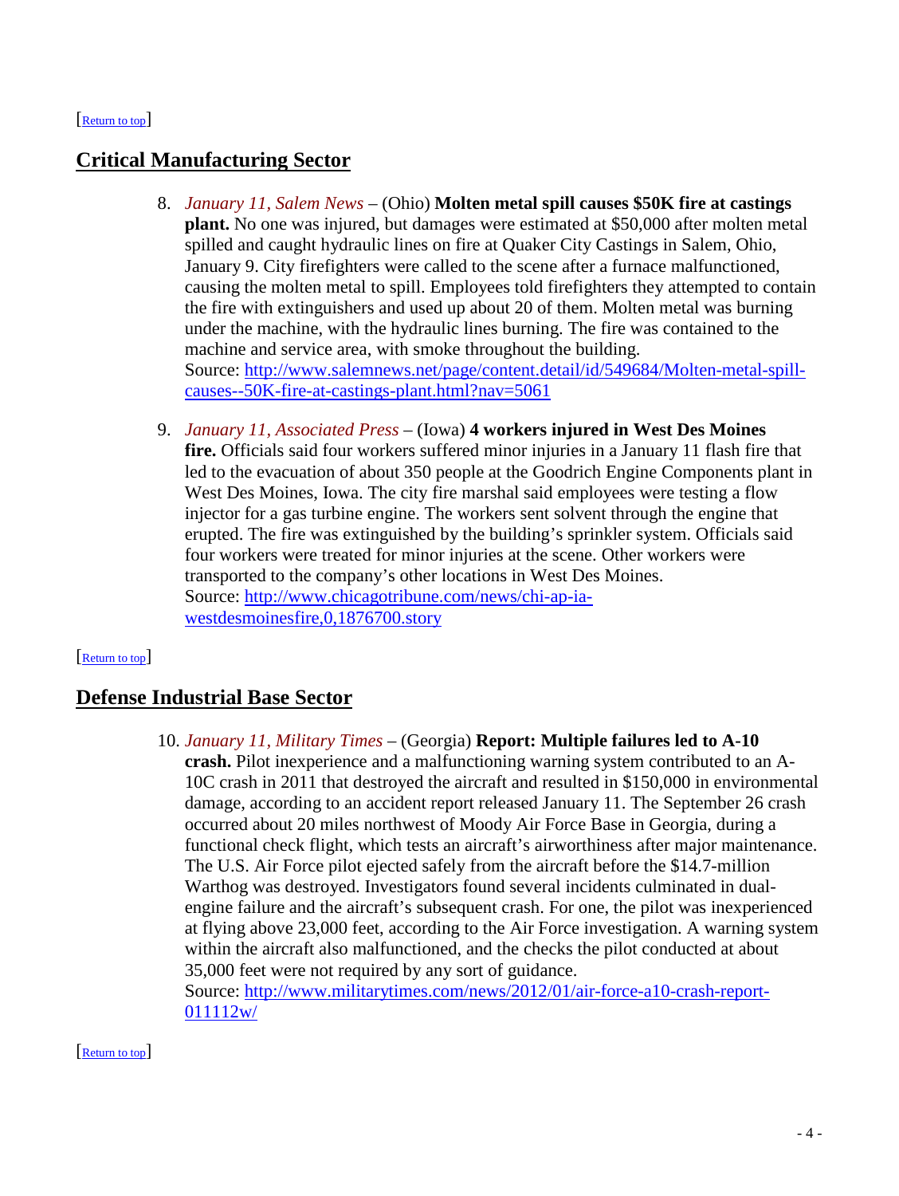[Return to top]

## Critical Manufacturing Sector

8. *January 11, Salem News* – (Ohio) **Molten metal spill causes $50K fire at castings plant.** No one was injured, but damages were estimated at $50,000 after molten metal spilled and caught hydraulic lines on fire at Quaker City Castings in Salem, Ohio, January 9. City firefighters were called to the scene after a furnace malfunctioned, causing the molten metal to spill. Employees told firefighters they attempted to contain the fire with extinguishers and used up about 20 of them. Molten metal was burning under the machine, with the hydraulic lines burning. The fire was contained to the machine and service area, with smoke throughout the building.
Source: [http://www.salemnews.net/page/content.detail/id/549684/Molten-metal-spill-causes--50K-fire-at-castings-plant.html?nav=5061](http://www.salemnews.net/page/content.detail/id/549684/Molten-metal-spill-causes--50K-fire-at-castings-plant.html?nav=5061)

9. *January 11, Associated Press* – (Iowa) **4 workers injured in West Des Moines fire.** Officials said four workers suffered minor injuries in a January 11 flash fire that led to the evacuation of about 350 people at the Goodrich Engine Components plant in West Des Moines, Iowa. The city fire marshal said employees were testing a flow injector for a gas turbine engine. The workers sent solvent through the engine that erupted. The fire was extinguished by the building's sprinkler system. Officials said four workers were treated for minor injuries at the scene. Other workers were transported to the company's other locations in West Des Moines.
Source: [http://www.chicagotribune.com/news/chi-ap-ia-westdesmoinesfire,0,1876700.story](http://www.chicagotribune.com/news/chi-ap-ia-westdesmoinesfire,0,1876700.story)

[Return to top]

## Defense Industrial Base Sector

10. *January 11, Military Times* – (Georgia) **Report: Multiple failures led to A-10 crash.** Pilot inexperience and a malfunctioning warning system contributed to an A-10C crash in 2011 that destroyed the aircraft and resulted in $150,000 in environmental damage, according to an accident report released January 11. The September 26 crash occurred about 20 miles northwest of Moody Air Force Base in Georgia, during a functional check flight, which tests an aircraft's airworthiness after major maintenance. The U.S. Air Force pilot ejected safely from the aircraft before the $14.7-million Warthog was destroyed. Investigators found several incidents culminated in dual-engine failure and the aircraft's subsequent crash. For one, the pilot was inexperienced at flying above 23,000 feet, according to the Air Force investigation. A warning system within the aircraft also malfunctioned, and the checks the pilot conducted at about 35,000 feet were not required by any sort of guidance.
Source: [http://www.militarytimes.com/news/2012/01/air-force-a10-crash-report-011112w/](http://www.militarytimes.com/news/2012/01/air-force-a10-crash-report-011112w/)

[Return to top]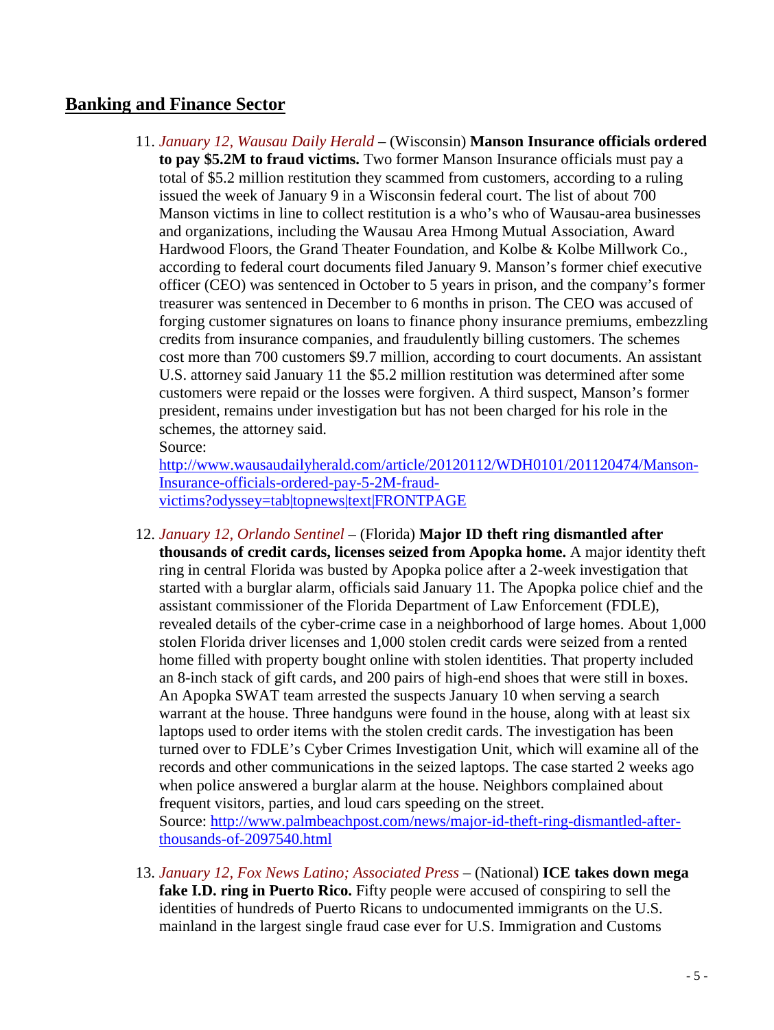## Banking and Finance Sector

11. *January 12, Wausau Daily Herald* – (Wisconsin) **Manson Insurance officials ordered to pay $5.2M to fraud victims.** Two former Manson Insurance officials must pay a total of $5.2 million restitution they scammed from customers, according to a ruling issued the week of January 9 in a Wisconsin federal court. The list of about 700 Manson victims in line to collect restitution is a who's who of Wausau-area businesses and organizations, including the Wausau Area Hmong Mutual Association, Award Hardwood Floors, the Grand Theater Foundation, and Kolbe & Kolbe Millwork Co., according to federal court documents filed January 9. Manson's former chief executive officer (CEO) was sentenced in October to 5 years in prison, and the company's former treasurer was sentenced in December to 6 months in prison. The CEO was accused of forging customer signatures on loans to finance phony insurance premiums, embezzling credits from insurance companies, and fraudulently billing customers. The schemes cost more than 700 customers $9.7 million, according to court documents. An assistant U.S. attorney said January 11 the $5.2 million restitution was determined after some customers were repaid or the losses were forgiven. A third suspect, Manson's former president, remains under investigation but has not been charged for his role in the schemes, the attorney said.
    Source:
    http://www.wausaudailyherald.com/article/20120112/WDH0101/201120474/Manson-Insurance-officials-ordered-pay-5-2M-fraud-victims?odyssey=tab|topnews|text|FRONTPAGE

12. *January 12, Orlando Sentinel* – (Florida) **Major ID theft ring dismantled after thousands of credit cards, licenses seized from Apopka home.** A major identity theft ring in central Florida was busted by Apopka police after a 2-week investigation that started with a burglar alarm, officials said January 11. The Apopka police chief and the assistant commissioner of the Florida Department of Law Enforcement (FDLE), revealed details of the cyber-crime case in a neighborhood of large homes. About 1,000 stolen Florida driver licenses and 1,000 stolen credit cards were seized from a rented home filled with property bought online with stolen identities. That property included an 8-inch stack of gift cards, and 200 pairs of high-end shoes that were still in boxes. An Apopka SWAT team arrested the suspects January 10 when serving a search warrant at the house. Three handguns were found in the house, along with at least six laptops used to order items with the stolen credit cards. The investigation has been turned over to FDLE's Cyber Crimes Investigation Unit, which will examine all of the records and other communications in the seized laptops. The case started 2 weeks ago when police answered a burglar alarm at the house. Neighbors complained about frequent visitors, parties, and loud cars speeding on the street.
    Source: http://www.palmbeachpost.com/news/major-id-theft-ring-dismantled-after-thousands-of-2097540.html

13. *January 12, Fox News Latino; Associated Press* – (National) **ICE takes down mega fake I.D. ring in Puerto Rico.** Fifty people were accused of conspiring to sell the identities of hundreds of Puerto Ricans to undocumented immigrants on the U.S. mainland in the largest single fraud case ever for U.S. Immigration and Customs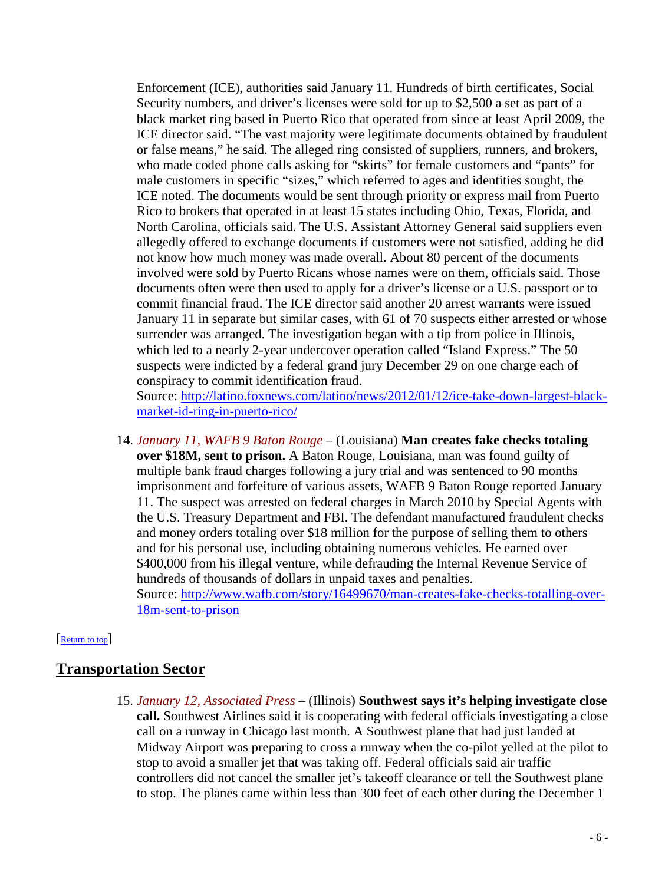Enforcement (ICE), authorities said January 11. Hundreds of birth certificates, Social Security numbers, and driver's licenses were sold for up to $2,500 a set as part of a black market ring based in Puerto Rico that operated from since at least April 2009, the ICE director said. "The vast majority were legitimate documents obtained by fraudulent or false means," he said. The alleged ring consisted of suppliers, runners, and brokers, who made coded phone calls asking for "skirts" for female customers and "pants" for male customers in specific "sizes," which referred to ages and identities sought, the ICE noted. The documents would be sent through priority or express mail from Puerto Rico to brokers that operated in at least 15 states including Ohio, Texas, Florida, and North Carolina, officials said. The U.S. Assistant Attorney General said suppliers even allegedly offered to exchange documents if customers were not satisfied, adding he did not know how much money was made overall. About 80 percent of the documents involved were sold by Puerto Ricans whose names were on them, officials said. Those documents often were then used to apply for a driver's license or a U.S. passport or to commit financial fraud. The ICE director said another 20 arrest warrants were issued January 11 in separate but similar cases, with 61 of 70 suspects either arrested or whose surrender was arranged. The investigation began with a tip from police in Illinois, which led to a nearly 2-year undercover operation called "Island Express." The 50 suspects were indicted by a federal grand jury December 29 on one charge each of conspiracy to commit identification fraud.
Source: [http://latino.foxnews.com/latino/news/2012/01/12/ice-take-down-largest-black-market-id-ring-in-puerto-rico/](http://latino.foxnews.com/latino/news/2012/01/12/ice-take-down-largest-black-market-id-ring-in-puerto-rico/)

14. *January 11, WAFB 9 Baton Rouge* – (Louisiana) **Man creates fake checks totaling over $18M, sent to prison.** A Baton Rouge, Louisiana, man was found guilty of multiple bank fraud charges following a jury trial and was sentenced to 90 months imprisonment and forfeiture of various assets, WAFB 9 Baton Rouge reported January 11. The suspect was arrested on federal charges in March 2010 by Special Agents with the U.S. Treasury Department and FBI. The defendant manufactured fraudulent checks and money orders totaling over $18 million for the purpose of selling them to others and for his personal use, including obtaining numerous vehicles. He earned over $400,000 from his illegal venture, while defrauding the Internal Revenue Service of hundreds of thousands of dollars in unpaid taxes and penalties.
Source: [http://www.wafb.com/story/16499670/man-creates-fake-checks-totalling-over-18m-sent-to-prison](http://www.wafb.com/story/16499670/man-creates-fake-checks-totalling-over-18m-sent-to-prison)

[Return to top]

## Transportation Sector

15. *January 12, Associated Press* – (Illinois) **Southwest says it's helping investigate close call.** Southwest Airlines said it is cooperating with federal officials investigating a close call on a runway in Chicago last month. A Southwest plane that had just landed at Midway Airport was preparing to cross a runway when the co-pilot yelled at the pilot to stop to avoid a smaller jet that was taking off. Federal officials said air traffic controllers did not cancel the smaller jet's takeoff clearance or tell the Southwest plane to stop. The planes came within less than 300 feet of each other during the December 1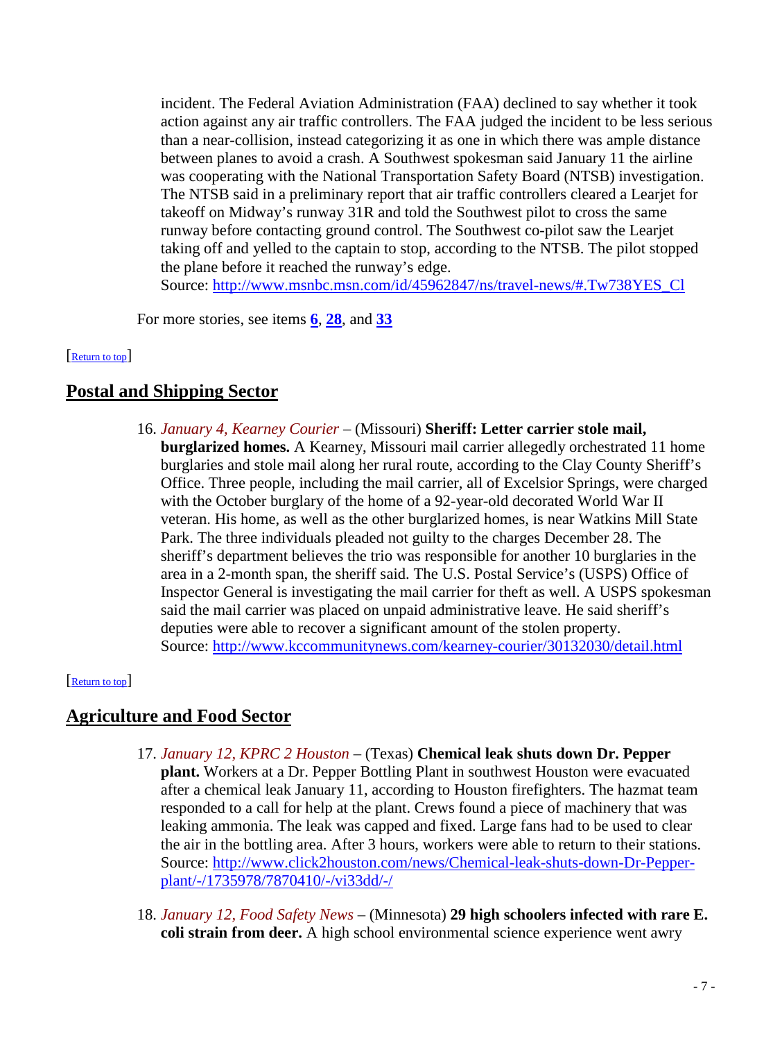incident. The Federal Aviation Administration (FAA) declined to say whether it took action against any air traffic controllers. The FAA judged the incident to be less serious than a near-collision, instead categorizing it as one in which there was ample distance between planes to avoid a crash. A Southwest spokesman said January 11 the airline was cooperating with the National Transportation Safety Board (NTSB) investigation. The NTSB said in a preliminary report that air traffic controllers cleared a Learjet for takeoff on Midway's runway 31R and told the Southwest pilot to cross the same runway before contacting ground control. The Southwest co-pilot saw the Learjet taking off and yelled to the captain to stop, according to the NTSB. The pilot stopped the plane before it reached the runway's edge.
Source: http://www.msnbc.msn.com/id/45962847/ns/travel-news/#.Tw738YES_Cl

For more stories, see items **6**, **28**, and **33**

[Return to top]

## Postal and Shipping Sector

16. *January 4, Kearney Courier* – (Missouri) **Sheriff: Letter carrier stole mail, burglarized homes.** A Kearney, Missouri mail carrier allegedly orchestrated 11 home burglaries and stole mail along her rural route, according to the Clay County Sheriff's Office. Three people, including the mail carrier, all of Excelsior Springs, were charged with the October burglary of the home of a 92-year-old decorated World War II veteran. His home, as well as the other burglarized homes, is near Watkins Mill State Park. The three individuals pleaded not guilty to the charges December 28. The sheriff's department believes the trio was responsible for another 10 burglaries in the area in a 2-month span, the sheriff said. The U.S. Postal Service's (USPS) Office of Inspector General is investigating the mail carrier for theft as well. A USPS spokesman said the mail carrier was placed on unpaid administrative leave. He said sheriff's deputies were able to recover a significant amount of the stolen property.
Source: http://www.kccommunitynews.com/kearney-courier/30132030/detail.html

[Return to top]

## Agriculture and Food Sector

17. *January 12, KPRC 2 Houston* – (Texas) **Chemical leak shuts down Dr. Pepper plant.** Workers at a Dr. Pepper Bottling Plant in southwest Houston were evacuated after a chemical leak January 11, according to Houston firefighters. The hazmat team responded to a call for help at the plant. Crews found a piece of machinery that was leaking ammonia. The leak was capped and fixed. Large fans had to be used to clear the air in the bottling area. After 3 hours, workers were able to return to their stations.
Source: http://www.click2houston.com/news/Chemical-leak-shuts-down-Dr-Pepper-plant/-/1735978/7870410/-/vi33dd/-/

18. *January 12, Food Safety News* – (Minnesota) **29 high schoolers infected with rare E. coli strain from deer.** A high school environmental science experience went awry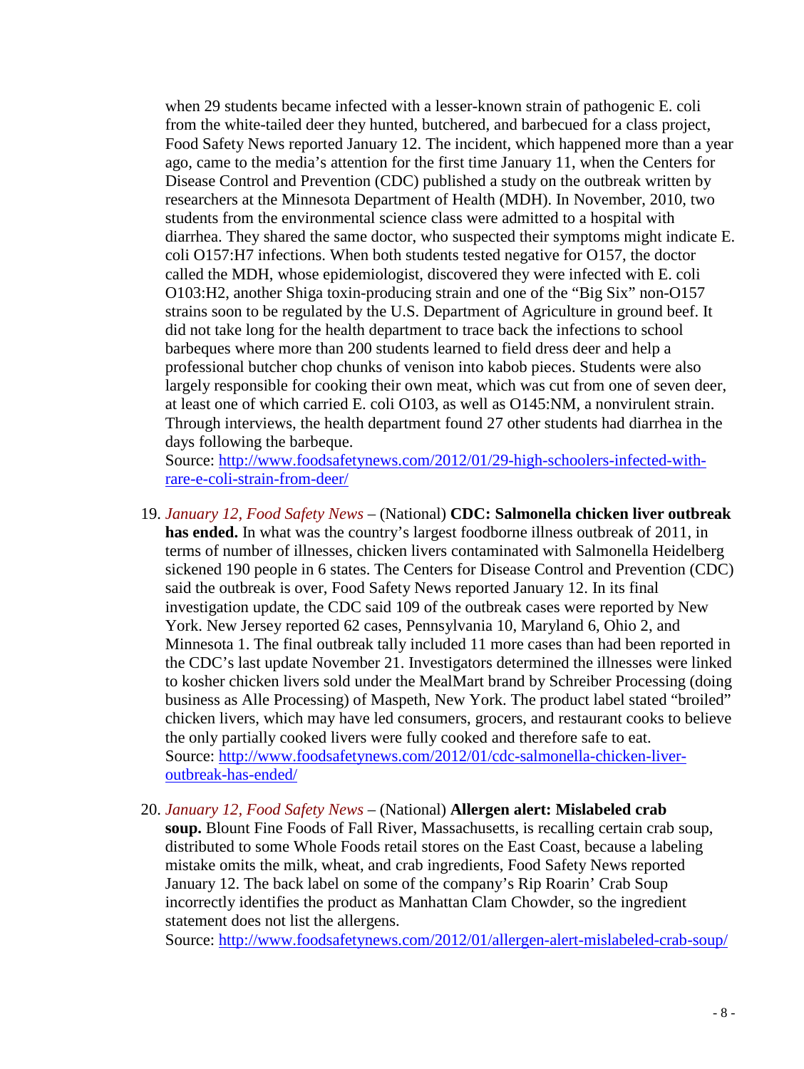when 29 students became infected with a lesser-known strain of pathogenic E. coli from the white-tailed deer they hunted, butchered, and barbecued for a class project, Food Safety News reported January 12. The incident, which happened more than a year ago, came to the media's attention for the first time January 11, when the Centers for Disease Control and Prevention (CDC) published a study on the outbreak written by researchers at the Minnesota Department of Health (MDH). In November, 2010, two students from the environmental science class were admitted to a hospital with diarrhea. They shared the same doctor, who suspected their symptoms might indicate E. coli O157:H7 infections. When both students tested negative for O157, the doctor called the MDH, whose epidemiologist, discovered they were infected with E. coli O103:H2, another Shiga toxin-producing strain and one of the "Big Six" non-O157 strains soon to be regulated by the U.S. Department of Agriculture in ground beef. It did not take long for the health department to trace back the infections to school barbeques where more than 200 students learned to field dress deer and help a professional butcher chop chunks of venison into kabob pieces. Students were also largely responsible for cooking their own meat, which was cut from one of seven deer, at least one of which carried E. coli O103, as well as O145:NM, a nonvirulent strain. Through interviews, the health department found 27 other students had diarrhea in the days following the barbeque.
Source: [http://www.foodsafetynews.com/2012/01/29-high-schoolers-infected-with-rare-e-coli-strain-from-deer/](http://www.foodsafetynews.com/2012/01/29-high-schoolers-infected-with-rare-e-coli-strain-from-deer/)

19. *January 12, Food Safety News* – (National) **CDC: Salmonella chicken liver outbreak has ended.** In what was the country's largest foodborne illness outbreak of 2011, in terms of number of illnesses, chicken livers contaminated with Salmonella Heidelberg sickened 190 people in 6 states. The Centers for Disease Control and Prevention (CDC) said the outbreak is over, Food Safety News reported January 12. In its final investigation update, the CDC said 109 of the outbreak cases were reported by New York. New Jersey reported 62 cases, Pennsylvania 10, Maryland 6, Ohio 2, and Minnesota 1. The final outbreak tally included 11 more cases than had been reported in the CDC's last update November 21. Investigators determined the illnesses were linked to kosher chicken livers sold under the MealMart brand by Schreiber Processing (doing business as Alle Processing) of Maspeth, New York. The product label stated "broiled" chicken livers, which may have led consumers, grocers, and restaurant cooks to believe the only partially cooked livers were fully cooked and therefore safe to eat.
Source: [http://www.foodsafetynews.com/2012/01/cdc-salmonella-chicken-liver-outbreak-has-ended/](http://www.foodsafetynews.com/2012/01/cdc-salmonella-chicken-liver-outbreak-has-ended/)

20. *January 12, Food Safety News* – (National) **Allergen alert: Mislabeled crab soup.** Blount Fine Foods of Fall River, Massachusetts, is recalling certain crab soup, distributed to some Whole Foods retail stores on the East Coast, because a labeling mistake omits the milk, wheat, and crab ingredients, Food Safety News reported January 12. The back label on some of the company's Rip Roarin' Crab Soup incorrectly identifies the product as Manhattan Clam Chowder, so the ingredient statement does not list the allergens.
Source: [http://www.foodsafetynews.com/2012/01/allergen-alert-mislabeled-crab-soup/](http://www.foodsafetynews.com/2012/01/allergen-alert-mislabeled-crab-soup/)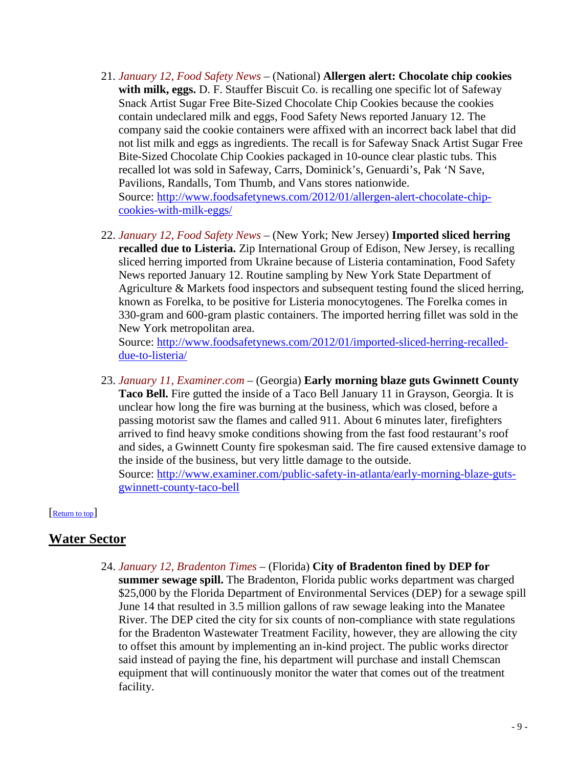21. *January 12, Food Safety News* – (National) **Allergen alert: Chocolate chip cookies with milk, eggs.** D. F. Stauffer Biscuit Co. is recalling one specific lot of Safeway Snack Artist Sugar Free Bite-Sized Chocolate Chip Cookies because the cookies contain undeclared milk and eggs, Food Safety News reported January 12. The company said the cookie containers were affixed with an incorrect back label that did not list milk and eggs as ingredients. The recall is for Safeway Snack Artist Sugar Free Bite-Sized Chocolate Chip Cookies packaged in 10-ounce clear plastic tubs. This recalled lot was sold in Safeway, Carrs, Dominick's, Genuardi's, Pak 'N Save, Pavilions, Randalls, Tom Thumb, and Vans stores nationwide.
Source: [http://www.foodsafetynews.com/2012/01/allergen-alert-chocolate-chip-cookies-with-milk-eggs/](http://www.foodsafetynews.com/2012/01/allergen-alert-chocolate-chip-cookies-with-milk-eggs/)

22. *January 12, Food Safety News* – (New York; New Jersey) **Imported sliced herring recalled due to Listeria.** Zip International Group of Edison, New Jersey, is recalling sliced herring imported from Ukraine because of Listeria contamination, Food Safety News reported January 12. Routine sampling by New York State Department of Agriculture & Markets food inspectors and subsequent testing found the sliced herring, known as Forelka, to be positive for Listeria monocytogenes. The Forelka comes in 330-gram and 600-gram plastic containers. The imported herring fillet was sold in the New York metropolitan area.
Source: [http://www.foodsafetynews.com/2012/01/imported-sliced-herring-recalled-due-to-listeria/](http://www.foodsafetynews.com/2012/01/imported-sliced-herring-recalled-due-to-listeria/)

23. *January 11, Examiner.com* – (Georgia) **Early morning blaze guts Gwinnett County Taco Bell.** Fire gutted the inside of a Taco Bell January 11 in Grayson, Georgia. It is unclear how long the fire was burning at the business, which was closed, before a passing motorist saw the flames and called 911. About 6 minutes later, firefighters arrived to find heavy smoke conditions showing from the fast food restaurant's roof and sides, a Gwinnett County fire spokesman said. The fire caused extensive damage to the inside of the business, but very little damage to the outside.
Source: [http://www.examiner.com/public-safety-in-atlanta/early-morning-blaze-guts-gwinnett-county-taco-bell](http://www.examiner.com/public-safety-in-atlanta/early-morning-blaze-guts-gwinnett-county-taco-bell)

[Return to top]

## Water Sector

24. *January 12, Bradenton Times* – (Florida) **City of Bradenton fined by DEP for summer sewage spill.** The Bradenton, Florida public works department was charged $25,000 by the Florida Department of Environmental Services (DEP) for a sewage spill June 14 that resulted in 3.5 million gallons of raw sewage leaking into the Manatee River. The DEP cited the city for six counts of non-compliance with state regulations for the Bradenton Wastewater Treatment Facility, however, they are allowing the city to offset this amount by implementing an in-kind project. The public works director said instead of paying the fine, his department will purchase and install Chemscan equipment that will continuously monitor the water that comes out of the treatment facility.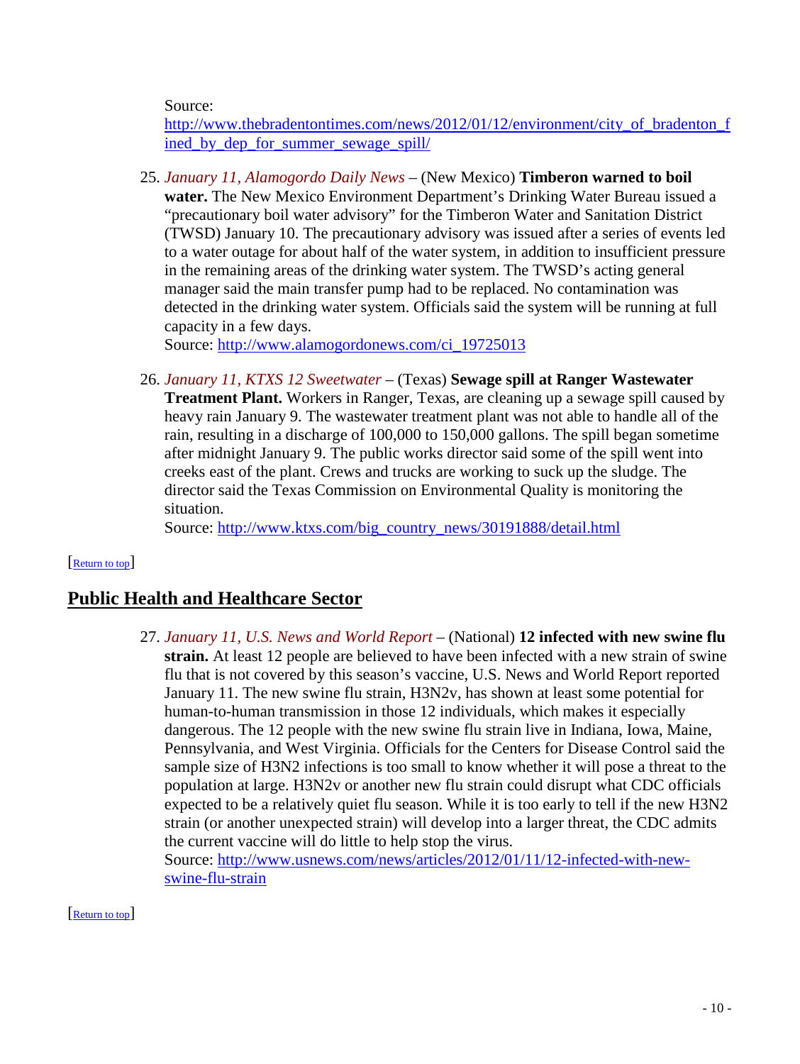Source: http://www.thebradentontimes.com/news/2012/01/12/environment/city_of_bradenton_fined_by_dep_for_summer_sewage_spill/

25. *January 11, Alamogordo Daily News* – (New Mexico) **Timberon warned to boil water.** The New Mexico Environment Department's Drinking Water Bureau issued a "precautionary boil water advisory" for the Timberon Water and Sanitation District (TWSD) January 10. The precautionary advisory was issued after a series of events led to a water outage for about half of the water system, in addition to insufficient pressure in the remaining areas of the drinking water system. The TWSD's acting general manager said the main transfer pump had to be replaced. No contamination was detected in the drinking water system. Officials said the system will be running at full capacity in a few days.
Source: http://www.alamogordonews.com/ci_19725013

26. *January 11, KTXS 12 Sweetwater* – (Texas) **Sewage spill at Ranger Wastewater Treatment Plant.** Workers in Ranger, Texas, are cleaning up a sewage spill caused by heavy rain January 9. The wastewater treatment plant was not able to handle all of the rain, resulting in a discharge of 100,000 to 150,000 gallons. The spill began sometime after midnight January 9. The public works director said some of the spill went into creeks east of the plant. Crews and trucks are working to suck up the sludge. The director said the Texas Commission on Environmental Quality is monitoring the situation.
Source: http://www.ktxs.com/big_country_news/30191888/detail.html

[Return to top]

## Public Health and Healthcare Sector

27. *January 11, U.S. News and World Report* – (National) **12 infected with new swine flu strain.** At least 12 people are believed to have been infected with a new strain of swine flu that is not covered by this season's vaccine, U.S. News and World Report reported January 11. The new swine flu strain, H3N2v, has shown at least some potential for human-to-human transmission in those 12 individuals, which makes it especially dangerous. The 12 people with the new swine flu strain live in Indiana, Iowa, Maine, Pennsylvania, and West Virginia. Officials for the Centers for Disease Control said the sample size of H3N2 infections is too small to know whether it will pose a threat to the population at large. H3N2v or another new flu strain could disrupt what CDC officials expected to be a relatively quiet flu season. While it is too early to tell if the new H3N2 strain (or another unexpected strain) will develop into a larger threat, the CDC admits the current vaccine will do little to help stop the virus.
Source: http://www.usnews.com/news/articles/2012/01/11/12-infected-with-new-swine-flu-strain

[Return to top]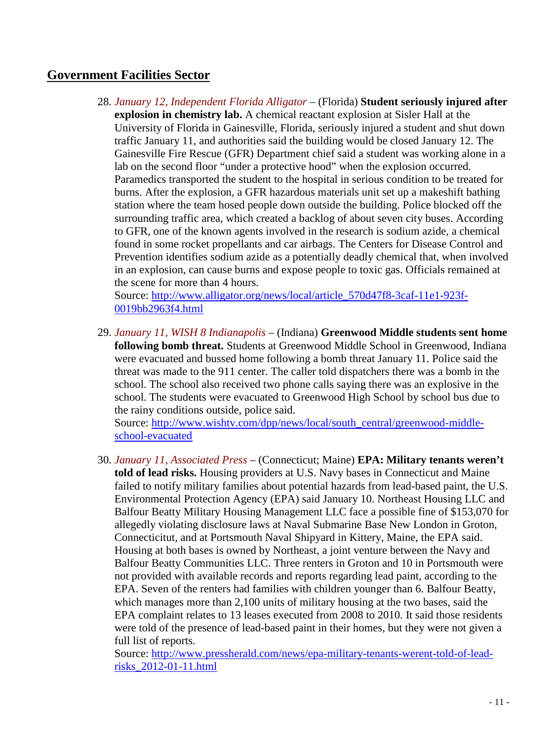## Government Facilities Sector

28. *January 12, Independent Florida Alligator* – (Florida) **Student seriously injured after explosion in chemistry lab.** A chemical reactant explosion at Sisler Hall at the University of Florida in Gainesville, Florida, seriously injured a student and shut down traffic January 11, and authorities said the building would be closed January 12. The Gainesville Fire Rescue (GFR) Department chief said a student was working alone in a lab on the second floor "under a protective hood" when the explosion occurred. Paramedics transported the student to the hospital in serious condition to be treated for burns. After the explosion, a GFR hazardous materials unit set up a makeshift bathing station where the team hosed people down outside the building. Police blocked off the surrounding traffic area, which created a backlog of about seven city buses. According to GFR, one of the known agents involved in the research is sodium azide, a chemical found in some rocket propellants and car airbags. The Centers for Disease Control and Prevention identifies sodium azide as a potentially deadly chemical that, when involved in an explosion, can cause burns and expose people to toxic gas. Officials remained at the scene for more than 4 hours.
   Source: [http://www.alligator.org/news/local/article_570d47f8-3caf-11e1-923f-0019bb2963f4.html](http://www.alligator.org/news/local/article_570d47f8-3caf-11e1-923f-0019bb2963f4.html)

29. *January 11, WISH 8 Indianapolis* – (Indiana) **Greenwood Middle students sent home following bomb threat.** Students at Greenwood Middle School in Greenwood, Indiana were evacuated and bussed home following a bomb threat January 11. Police said the threat was made to the 911 center. The caller told dispatchers there was a bomb in the school. The school also received two phone calls saying there was an explosive in the school. The students were evacuated to Greenwood High School by school bus due to the rainy conditions outside, police said.
   Source: [http://www.wishtv.com/dpp/news/local/south_central/greenwood-middle-school-evacuated](http://www.wishtv.com/dpp/news/local/south_central/greenwood-middle-school-evacuated)

30. *January 11, Associated Press* – (Connecticut; Maine) **EPA: Military tenants weren't told of lead risks.** Housing providers at U.S. Navy bases in Connecticut and Maine failed to notify military families about potential hazards from lead-based paint, the U.S. Environmental Protection Agency (EPA) said January 10. Northeast Housing LLC and Balfour Beatty Military Housing Management LLC face a possible fine of $153,070 for allegedly violating disclosure laws at Naval Submarine Base New London in Groton, Connecticitut, and at Portsmouth Naval Shipyard in Kittery, Maine, the EPA said. Housing at both bases is owned by Northeast, a joint venture between the Navy and Balfour Beatty Communities LLC. Three renters in Groton and 10 in Portsmouth were not provided with available records and reports regarding lead paint, according to the EPA. Seven of the renters had families with children younger than 6. Balfour Beatty, which manages more than 2,100 units of military housing at the two bases, said the EPA complaint relates to 13 leases executed from 2008 to 2010. It said those residents were told of the presence of lead-based paint in their homes, but they were not given a full list of reports.
   Source: [http://www.pressherald.com/news/epa-military-tenants-werent-told-of-lead-risks_2012-01-11.html](http://www.pressherald.com/news/epa-military-tenants-werent-told-of-lead-risks_2012-01-11.html)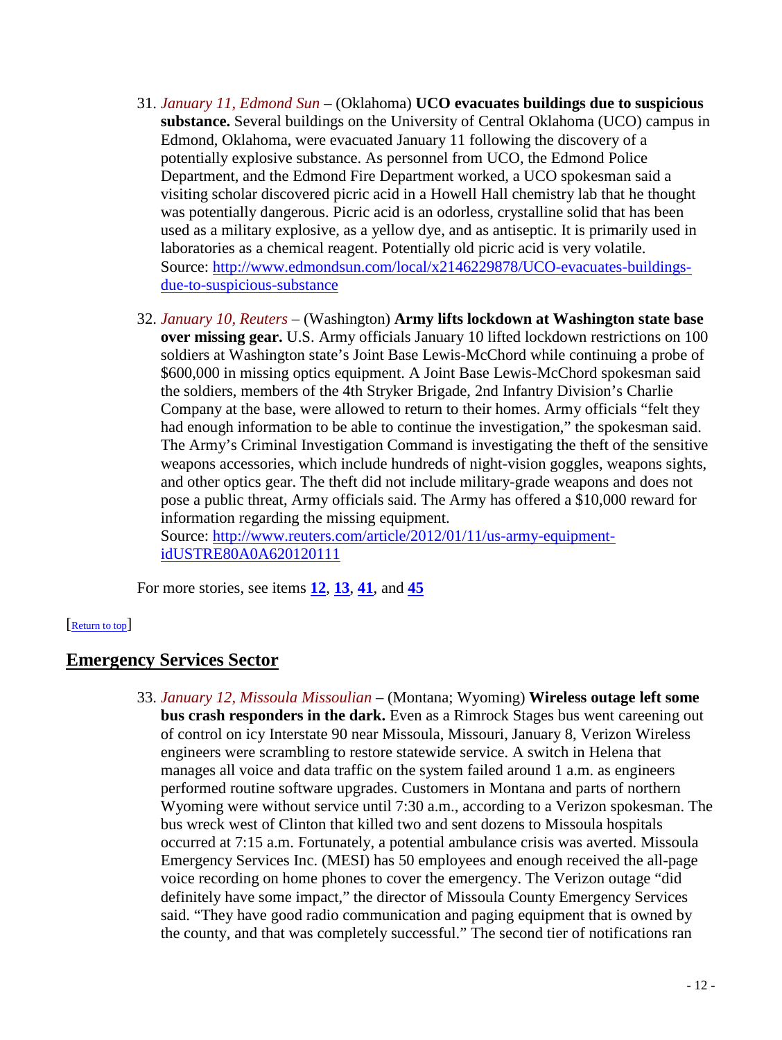31. *January 11, Edmond Sun* – (Oklahoma) **UCO evacuates buildings due to suspicious substance.** Several buildings on the University of Central Oklahoma (UCO) campus in Edmond, Oklahoma, were evacuated January 11 following the discovery of a potentially explosive substance. As personnel from UCO, the Edmond Police Department, and the Edmond Fire Department worked, a UCO spokesman said a visiting scholar discovered picric acid in a Howell Hall chemistry lab that he thought was potentially dangerous. Picric acid is an odorless, crystalline solid that has been used as a military explosive, as a yellow dye, and as antiseptic. It is primarily used in laboratories as a chemical reagent. Potentially old picric acid is very volatile.
    Source: [http://www.edmondsun.com/local/x2146229878/UCO-evacuates-buildings-due-to-suspicious-substance](http://www.edmondsun.com/local/x2146229878/UCO-evacuates-buildings-due-to-suspicious-substance)

32. *January 10, Reuters* – (Washington) **Army lifts lockdown at Washington state base over missing gear.** U.S. Army officials January 10 lifted lockdown restrictions on 100 soldiers at Washington state's Joint Base Lewis-McChord while continuing a probe of $600,000 in missing optics equipment. A Joint Base Lewis-McChord spokesman said the soldiers, members of the 4th Stryker Brigade, 2nd Infantry Division's Charlie Company at the base, were allowed to return to their homes. Army officials "felt they had enough information to be able to continue the investigation," the spokesman said. The Army's Criminal Investigation Command is investigating the theft of the sensitive weapons accessories, which include hundreds of night-vision goggles, weapons sights, and other optics gear. The theft did not include military-grade weapons and does not pose a public threat, Army officials said. The Army has offered a $10,000 reward for information regarding the missing equipment.
    Source: [http://www.reuters.com/article/2012/01/11/us-army-equipment-idUSTRE80A0A620120111](http://www.reuters.com/article/2012/01/11/us-army-equipment-idUSTRE80A0A620120111)

For more stories, see items **12**, **13**, **41**, and **45**

[Return to top]

## Emergency Services Sector

33. *January 12, Missoula Missoulian* – (Montana; Wyoming) **Wireless outage left some bus crash responders in the dark.** Even as a Rimrock Stages bus went careening out of control on icy Interstate 90 near Missoula, Missouri, January 8, Verizon Wireless engineers were scrambling to restore statewide service. A switch in Helena that manages all voice and data traffic on the system failed around 1 a.m. as engineers performed routine software upgrades. Customers in Montana and parts of northern Wyoming were without service until 7:30 a.m., according to a Verizon spokesman. The bus wreck west of Clinton that killed two and sent dozens to Missoula hospitals occurred at 7:15 a.m. Fortunately, a potential ambulance crisis was averted. Missoula Emergency Services Inc. (MESI) has 50 employees and enough received the all-page voice recording on home phones to cover the emergency. The Verizon outage "did definitely have some impact," the director of Missoula County Emergency Services said. "They have good radio communication and paging equipment that is owned by the county, and that was completely successful." The second tier of notifications ran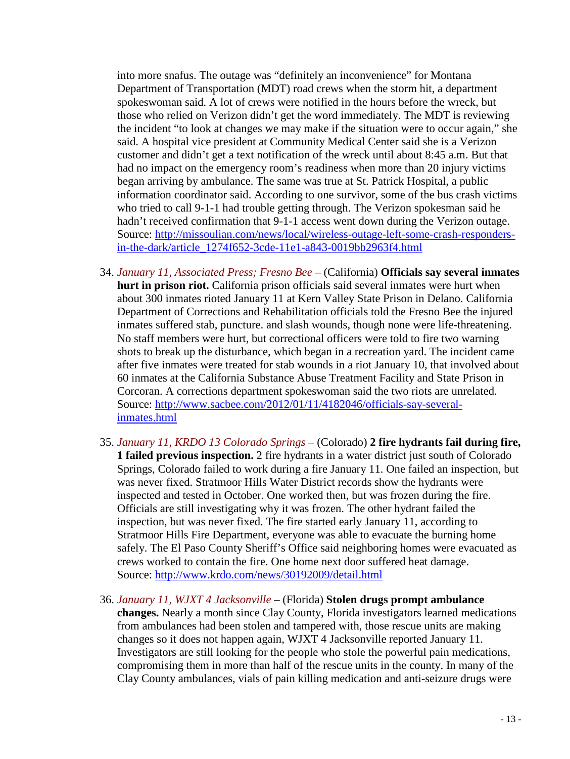into more snafus. The outage was "definitely an inconvenience" for Montana Department of Transportation (MDT) road crews when the storm hit, a department spokeswoman said. A lot of crews were notified in the hours before the wreck, but those who relied on Verizon didn't get the word immediately. The MDT is reviewing the incident "to look at changes we may make if the situation were to occur again," she said. A hospital vice president at Community Medical Center said she is a Verizon customer and didn't get a text notification of the wreck until about 8:45 a.m. But that had no impact on the emergency room's readiness when more than 20 injury victims began arriving by ambulance. The same was true at St. Patrick Hospital, a public information coordinator said. According to one survivor, some of the bus crash victims who tried to call 9-1-1 had trouble getting through. The Verizon spokesman said he hadn't received confirmation that 9-1-1 access went down during the Verizon outage. Source: http://missoulian.com/news/local/wireless-outage-left-some-crash-responders-in-the-dark/article_1274f652-3cde-11e1-a843-0019bb2963f4.html

34. *January 11, Associated Press; Fresno Bee* – (California) **Officials say several inmates hurt in prison riot.** California prison officials said several inmates were hurt when about 300 inmates rioted January 11 at Kern Valley State Prison in Delano. California Department of Corrections and Rehabilitation officials told the Fresno Bee the injured inmates suffered stab, puncture. and slash wounds, though none were life-threatening. No staff members were hurt, but correctional officers were told to fire two warning shots to break up the disturbance, which began in a recreation yard. The incident came after five inmates were treated for stab wounds in a riot January 10, that involved about 60 inmates at the California Substance Abuse Treatment Facility and State Prison in Corcoran. A corrections department spokeswoman said the two riots are unrelated. Source: http://www.sacbee.com/2012/01/11/4182046/officials-say-several-inmates.html

35. *January 11, KRDO 13 Colorado Springs* – (Colorado) **2 fire hydrants fail during fire, 1 failed previous inspection.** 2 fire hydrants in a water district just south of Colorado Springs, Colorado failed to work during a fire January 11. One failed an inspection, but was never fixed. Stratmoor Hills Water District records show the hydrants were inspected and tested in October. One worked then, but was frozen during the fire. Officials are still investigating why it was frozen. The other hydrant failed the inspection, but was never fixed. The fire started early January 11, according to Stratmoor Hills Fire Department, everyone was able to evacuate the burning home safely. The El Paso County Sheriff's Office said neighboring homes were evacuated as crews worked to contain the fire. One home next door suffered heat damage. Source: http://www.krdo.com/news/30192009/detail.html

36. *January 11, WJXT 4 Jacksonville* – (Florida) **Stolen drugs prompt ambulance changes.** Nearly a month since Clay County, Florida investigators learned medications from ambulances had been stolen and tampered with, those rescue units are making changes so it does not happen again, WJXT 4 Jacksonville reported January 11. Investigators are still looking for the people who stole the powerful pain medications, compromising them in more than half of the rescue units in the county. In many of the Clay County ambulances, vials of pain killing medication and anti-seizure drugs were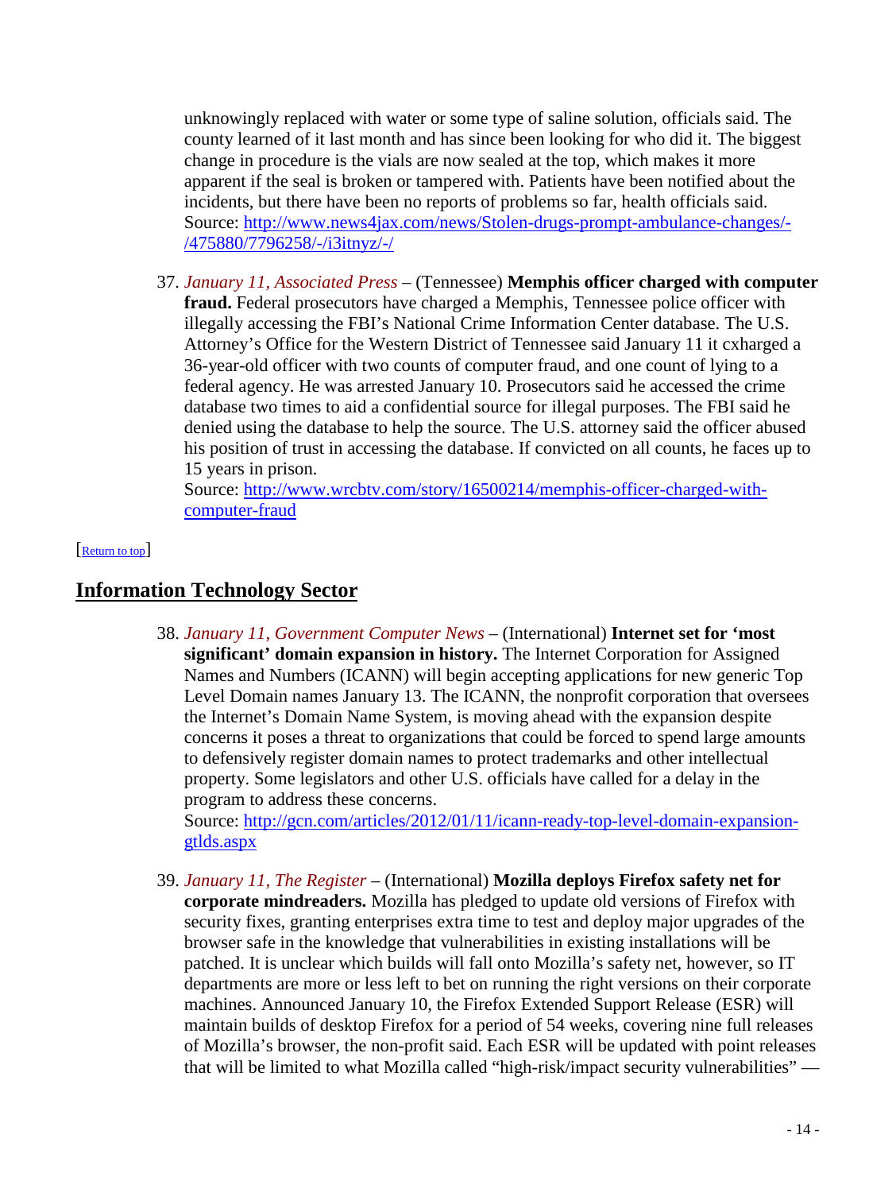unknowingly replaced with water or some type of saline solution, officials said. The county learned of it last month and has since been looking for who did it. The biggest change in procedure is the vials are now sealed at the top, which makes it more apparent if the seal is broken or tampered with. Patients have been notified about the incidents, but there have been no reports of problems so far, health officials said.
Source: [http://www.news4jax.com/news/Stolen-drugs-prompt-ambulance-changes/-/475880/7796258/-/i3itnyz/-/](http://www.news4jax.com/news/Stolen-drugs-prompt-ambulance-changes/-/475880/7796258/-/i3itnyz/-/)

37. *January 11, Associated Press* – (Tennessee) **Memphis officer charged with computer fraud.** Federal prosecutors have charged a Memphis, Tennessee police officer with illegally accessing the FBI's National Crime Information Center database. The U.S. Attorney's Office for the Western District of Tennessee said January 11 it cxharged a 36-year-old officer with two counts of computer fraud, and one count of lying to a federal agency. He was arrested January 10. Prosecutors said he accessed the crime database two times to aid a confidential source for illegal purposes. The FBI said he denied using the database to help the source. The U.S. attorney said the officer abused his position of trust in accessing the database. If convicted on all counts, he faces up to 15 years in prison.
Source: [http://www.wrcbtv.com/story/16500214/memphis-officer-charged-with-computer-fraud](http://www.wrcbtv.com/story/16500214/memphis-officer-charged-with-computer-fraud)

[Return to top]

## Information Technology Sector

38. *January 11, Government Computer News* – (International) **Internet set for 'most significant' domain expansion in history.** The Internet Corporation for Assigned Names and Numbers (ICANN) will begin accepting applications for new generic Top Level Domain names January 13. The ICANN, the nonprofit corporation that oversees the Internet's Domain Name System, is moving ahead with the expansion despite concerns it poses a threat to organizations that could be forced to spend large amounts to defensively register domain names to protect trademarks and other intellectual property. Some legislators and other U.S. officials have called for a delay in the program to address these concerns.
Source: [http://gcn.com/articles/2012/01/11/icann-ready-top-level-domain-expansion-gtlds.aspx](http://gcn.com/articles/2012/01/11/icann-ready-top-level-domain-expansion-gtlds.aspx)

39. *January 11, The Register* – (International) **Mozilla deploys Firefox safety net for corporate mindreaders.** Mozilla has pledged to update old versions of Firefox with security fixes, granting enterprises extra time to test and deploy major upgrades of the browser safe in the knowledge that vulnerabilities in existing installations will be patched. It is unclear which builds will fall onto Mozilla's safety net, however, so IT departments are more or less left to bet on running the right versions on their corporate machines. Announced January 10, the Firefox Extended Support Release (ESR) will maintain builds of desktop Firefox for a period of 54 weeks, covering nine full releases of Mozilla's browser, the non-profit said. Each ESR will be updated with point releases that will be limited to what Mozilla called "high-risk/impact security vulnerabilities" —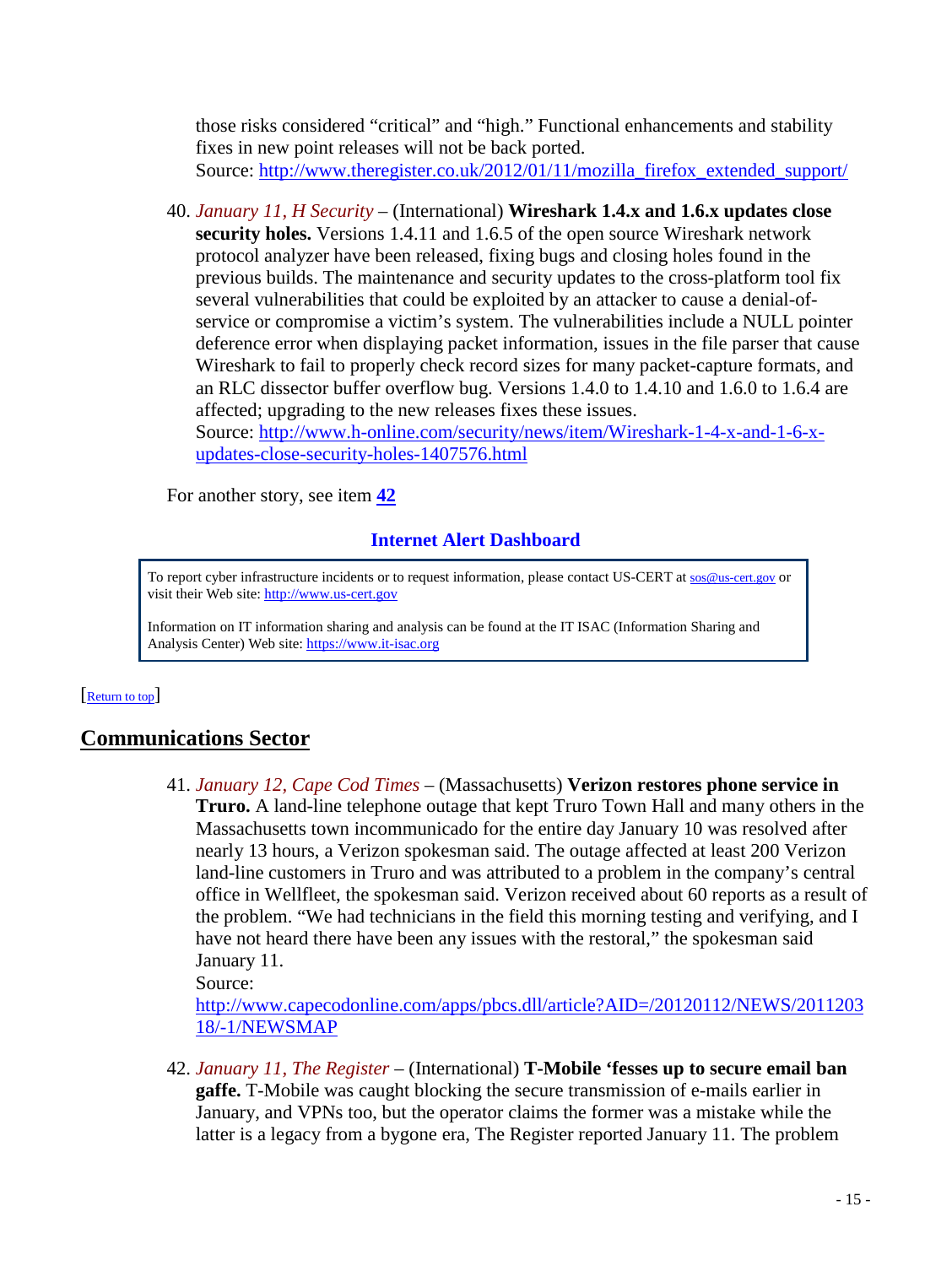those risks considered "critical" and "high." Functional enhancements and stability fixes in new point releases will not be back ported.
Source: http://www.theregister.co.uk/2012/01/11/mozilla_firefox_extended_support/

40. *January 11, H Security* – (International) **Wireshark 1.4.x and 1.6.x updates close security holes.** Versions 1.4.11 and 1.6.5 of the open source Wireshark network protocol analyzer have been released, fixing bugs and closing holes found in the previous builds. The maintenance and security updates to the cross-platform tool fix several vulnerabilities that could be exploited by an attacker to cause a denial-of-service or compromise a victim's system. The vulnerabilities include a NULL pointer deference error when displaying packet information, issues in the file parser that cause Wireshark to fail to properly check record sizes for many packet-capture formats, and an RLC dissector buffer overflow bug. Versions 1.4.0 to 1.4.10 and 1.6.0 to 1.6.4 are affected; upgrading to the new releases fixes these issues.
Source: http://www.h-online.com/security/news/item/Wireshark-1-4-x-and-1-6-x-updates-close-security-holes-1407576.html

For another story, see item **42**

### Internet Alert Dashboard

To report cyber infrastructure incidents or to request information, please contact US-CERT at sos@us-cert.gov or visit their Web site: http://www.us-cert.gov

Information on IT information sharing and analysis can be found at the IT ISAC (Information Sharing and Analysis Center) Web site: https://www.it-isac.org

[Return to top]

## Communications Sector

41. *January 12, Cape Cod Times* – (Massachusetts) **Verizon restores phone service in Truro.** A land-line telephone outage that kept Truro Town Hall and many others in the Massachusetts town incommunicado for the entire day January 10 was resolved after nearly 13 hours, a Verizon spokesman said. The outage affected at least 200 Verizon land-line customers in Truro and was attributed to a problem in the company's central office in Wellfleet, the spokesman said. Verizon received about 60 reports as a result of the problem. "We had technicians in the field this morning testing and verifying, and I have not heard there have been any issues with the restoral," the spokesman said January 11.
Source: http://www.capecodonline.com/apps/pbcs.dll/article?AID=/20120112/NEWS/201120318/-1/NEWSMAP

42. *January 11, The Register* – (International) **T-Mobile 'fesses up to secure email ban gaffe.** T-Mobile was caught blocking the secure transmission of e-mails earlier in January, and VPNs too, but the operator claims the former was a mistake while the latter is a legacy from a bygone era, The Register reported January 11. The problem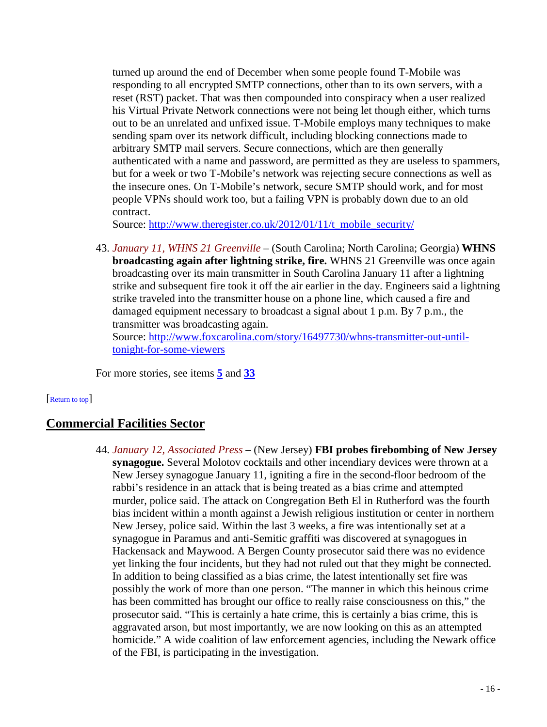turned up around the end of December when some people found T-Mobile was responding to all encrypted SMTP connections, other than to its own servers, with a reset (RST) packet. That was then compounded into conspiracy when a user realized his Virtual Private Network connections were not being let though either, which turns out to be an unrelated and unfixed issue. T-Mobile employs many techniques to make sending spam over its network difficult, including blocking connections made to arbitrary SMTP mail servers. Secure connections, which are then generally authenticated with a name and password, are permitted as they are useless to spammers, but for a week or two T-Mobile's network was rejecting secure connections as well as the insecure ones. On T-Mobile's network, secure SMTP should work, and for most people VPNs should work too, but a failing VPN is probably down due to an old contract.
Source: [http://www.theregister.co.uk/2012/01/11/t_mobile_security/](http://www.theregister.co.uk/2012/01/11/t_mobile_security/)

43. *January 11, WHNS 21 Greenville* – (South Carolina; North Carolina; Georgia) **WHNS broadcasting again after lightning strike, fire.** WHNS 21 Greenville was once again broadcasting over its main transmitter in South Carolina January 11 after a lightning strike and subsequent fire took it off the air earlier in the day. Engineers said a lightning strike traveled into the transmitter house on a phone line, which caused a fire and damaged equipment necessary to broadcast a signal about 1 p.m. By 7 p.m., the transmitter was broadcasting again.
Source: [http://www.foxcarolina.com/story/16497730/whns-transmitter-out-until-tonight-for-some-viewers](http://www.foxcarolina.com/story/16497730/whns-transmitter-out-until-tonight-for-some-viewers)

For more stories, see items **5** and **33**

[Return to top]

## Commercial Facilities Sector

44. *January 12, Associated Press* – (New Jersey) **FBI probes firebombing of New Jersey synagogue.** Several Molotov cocktails and other incendiary devices were thrown at a New Jersey synagogue January 11, igniting a fire in the second-floor bedroom of the rabbi's residence in an attack that is being treated as a bias crime and attempted murder, police said. The attack on Congregation Beth El in Rutherford was the fourth bias incident within a month against a Jewish religious institution or center in northern New Jersey, police said. Within the last 3 weeks, a fire was intentionally set at a synagogue in Paramus and anti-Semitic graffiti was discovered at synagogues in Hackensack and Maywood. A Bergen County prosecutor said there was no evidence yet linking the four incidents, but they had not ruled out that they might be connected. In addition to being classified as a bias crime, the latest intentionally set fire was possibly the work of more than one person. "The manner in which this heinous crime has been committed has brought our office to really raise consciousness on this," the prosecutor said. "This is certainly a hate crime, this is certainly a bias crime, this is aggravated arson, but most importantly, we are now looking on this as an attempted homicide." A wide coalition of law enforcement agencies, including the Newark office of the FBI, is participating in the investigation.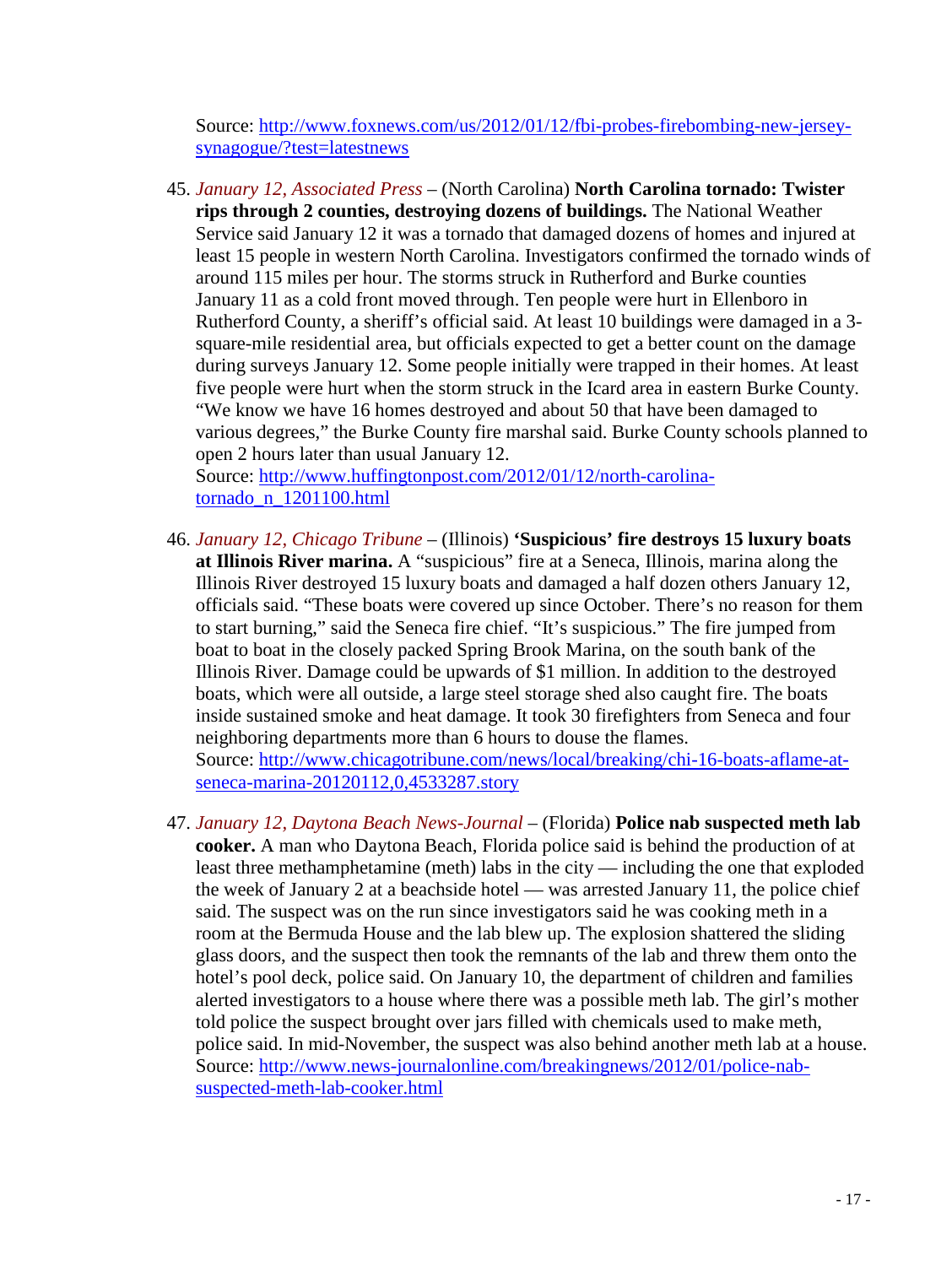Source: [http://www.foxnews.com/us/2012/01/12/fbi-probes-firebombing-new-jersey-synagogue/?test=latestnews](http://www.foxnews.com/us/2012/01/12/fbi-probes-firebombing-new-jersey-synagogue/?test=latestnews)

45. *January 12, Associated Press* – (North Carolina) **North Carolina tornado: Twister rips through 2 counties, destroying dozens of buildings.** The National Weather Service said January 12 it was a tornado that damaged dozens of homes and injured at least 15 people in western North Carolina. Investigators confirmed the tornado winds of around 115 miles per hour. The storms struck in Rutherford and Burke counties January 11 as a cold front moved through. Ten people were hurt in Ellenboro in Rutherford County, a sheriff's official said. At least 10 buildings were damaged in a 3-square-mile residential area, but officials expected to get a better count on the damage during surveys January 12. Some people initially were trapped in their homes. At least five people were hurt when the storm struck in the Icard area in eastern Burke County. "We know we have 16 homes destroyed and about 50 that have been damaged to various degrees," the Burke County fire marshal said. Burke County schools planned to open 2 hours later than usual January 12.
Source: [http://www.huffingtonpost.com/2012/01/12/north-carolina-tornado_n_1201100.html](http://www.huffingtonpost.com/2012/01/12/north-carolina-tornado_n_1201100.html)

46. *January 12, Chicago Tribune* – (Illinois) **'Suspicious' fire destroys 15 luxury boats at Illinois River marina.** A "suspicious" fire at a Seneca, Illinois, marina along the Illinois River destroyed 15 luxury boats and damaged a half dozen others January 12, officials said. "These boats were covered up since October. There's no reason for them to start burning," said the Seneca fire chief. "It's suspicious." The fire jumped from boat to boat in the closely packed Spring Brook Marina, on the south bank of the Illinois River. Damage could be upwards of $1 million. In addition to the destroyed boats, which were all outside, a large steel storage shed also caught fire. The boats inside sustained smoke and heat damage. It took 30 firefighters from Seneca and four neighboring departments more than 6 hours to douse the flames.
Source: [http://www.chicagotribune.com/news/local/breaking/chi-16-boats-aflame-at-seneca-marina-20120112,0,4533287.story](http://www.chicagotribune.com/news/local/breaking/chi-16-boats-aflame-at-seneca-marina-20120112,0,4533287.story)

47. *January 12, Daytona Beach News-Journal* – (Florida) **Police nab suspected meth lab cooker.** A man who Daytona Beach, Florida police said is behind the production of at least three methamphetamine (meth) labs in the city — including the one that exploded the week of January 2 at a beachside hotel — was arrested January 11, the police chief said. The suspect was on the run since investigators said he was cooking meth in a room at the Bermuda House and the lab blew up. The explosion shattered the sliding glass doors, and the suspect then took the remnants of the lab and threw them onto the hotel's pool deck, police said. On January 10, the department of children and families alerted investigators to a house where there was a possible meth lab. The girl's mother told police the suspect brought over jars filled with chemicals used to make meth, police said. In mid-November, the suspect was also behind another meth lab at a house.
Source: [http://www.news-journalonline.com/breakingnews/2012/01/police-nab-suspected-meth-lab-cooker.html](http://www.news-journalonline.com/breakingnews/2012/01/police-nab-suspected-meth-lab-cooker.html)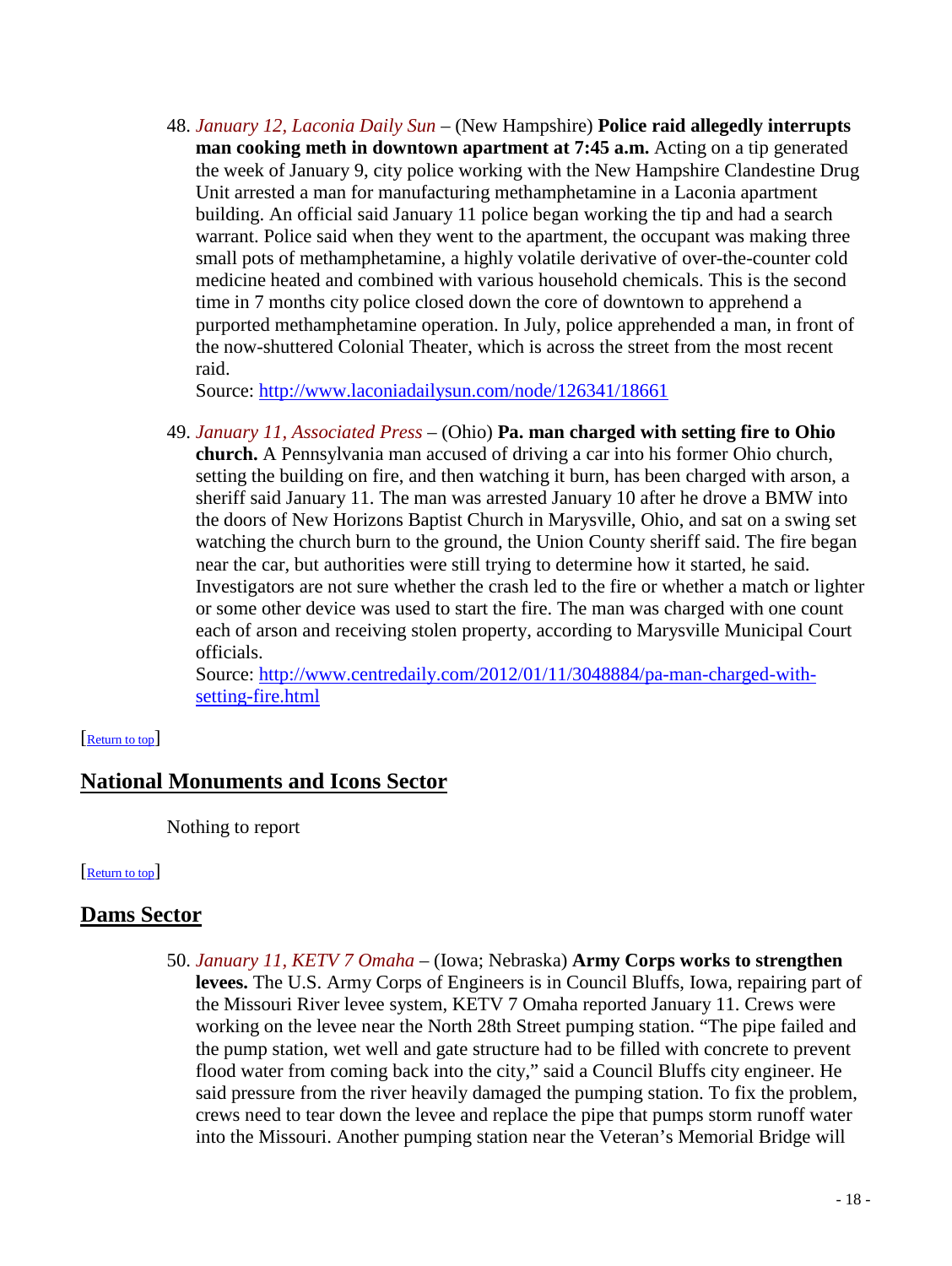48. *January 12, Laconia Daily Sun* – (New Hampshire) **Police raid allegedly interrupts man cooking meth in downtown apartment at 7:45 a.m.** Acting on a tip generated the week of January 9, city police working with the New Hampshire Clandestine Drug Unit arrested a man for manufacturing methamphetamine in a Laconia apartment building. An official said January 11 police began working the tip and had a search warrant. Police said when they went to the apartment, the occupant was making three small pots of methamphetamine, a highly volatile derivative of over-the-counter cold medicine heated and combined with various household chemicals. This is the second time in 7 months city police closed down the core of downtown to apprehend a purported methamphetamine operation. In July, police apprehended a man, in front of the now-shuttered Colonial Theater, which is across the street from the most recent raid.
   Source: http://www.laconiadailysun.com/node/126341/18661

49. *January 11, Associated Press* – (Ohio) **Pa. man charged with setting fire to Ohio church.** A Pennsylvania man accused of driving a car into his former Ohio church, setting the building on fire, and then watching it burn, has been charged with arson, a sheriff said January 11. The man was arrested January 10 after he drove a BMW into the doors of New Horizons Baptist Church in Marysville, Ohio, and sat on a swing set watching the church burn to the ground, the Union County sheriff said. The fire began near the car, but authorities were still trying to determine how it started, he said. Investigators are not sure whether the crash led to the fire or whether a match or lighter or some other device was used to start the fire. The man was charged with one count each of arson and receiving stolen property, according to Marysville Municipal Court officials.
   Source: http://www.centredaily.com/2012/01/11/3048884/pa-man-charged-with-setting-fire.html

[Return to top]

## National Monuments and Icons Sector

Nothing to report

[Return to top]

## Dams Sector

50. *January 11, KETV 7 Omaha* – (Iowa; Nebraska) **Army Corps works to strengthen levees.** The U.S. Army Corps of Engineers is in Council Bluffs, Iowa, repairing part of the Missouri River levee system, KETV 7 Omaha reported January 11. Crews were working on the levee near the North 28th Street pumping station. "The pipe failed and the pump station, wet well and gate structure had to be filled with concrete to prevent flood water from coming back into the city," said a Council Bluffs city engineer. He said pressure from the river heavily damaged the pumping station. To fix the problem, crews need to tear down the levee and replace the pipe that pumps storm runoff water into the Missouri. Another pumping station near the Veteran's Memorial Bridge will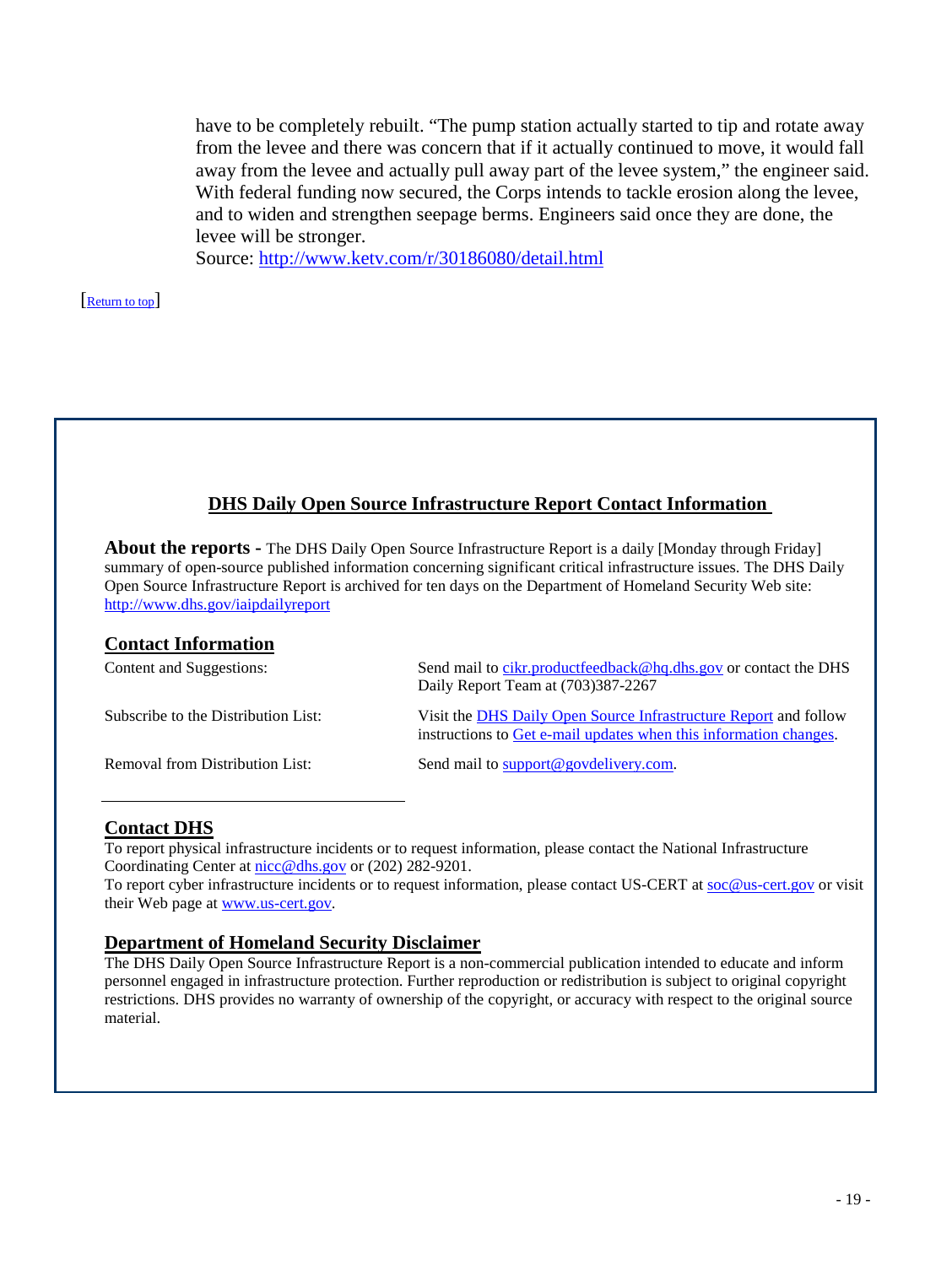have to be completely rebuilt. "The pump station actually started to tip and rotate away from the levee and there was concern that if it actually continued to move, it would fall away from the levee and actually pull away part of the levee system," the engineer said. With federal funding now secured, the Corps intends to tackle erosion along the levee, and to widen and strengthen seepage berms. Engineers said once they are done, the levee will be stronger.
Source: http://www.ketv.com/r/30186080/detail.html

[Return to top]

## DHS Daily Open Source Infrastructure Report Contact Information

**About the reports -** The DHS Daily Open Source Infrastructure Report is a daily [Monday through Friday] summary of open-source published information concerning significant critical infrastructure issues. The DHS Daily Open Source Infrastructure Report is archived for ten days on the Department of Homeland Security Web site: http://www.dhs.gov/iaipdailyreport

### Contact Information

| | |
|---|---|
| Content and Suggestions: | Send mail to cikr.productfeedback@hq.dhs.gov or contact the DHS Daily Report Team at (703)387-2267 |
| Subscribe to the Distribution List: | Visit the DHS Daily Open Source Infrastructure Report and follow instructions to Get e-mail updates when this information changes. |
| Removal from Distribution List: | Send mail to support@govdelivery.com. |

### Contact DHS

To report physical infrastructure incidents or to request information, please contact the National Infrastructure Coordinating Center at nicc@dhs.gov or (202) 282-9201.
To report cyber infrastructure incidents or to request information, please contact US-CERT at soc@us-cert.gov or visit their Web page at www.us-cert.gov.

### Department of Homeland Security Disclaimer

The DHS Daily Open Source Infrastructure Report is a non-commercial publication intended to educate and inform personnel engaged in infrastructure protection. Further reproduction or redistribution is subject to original copyright restrictions. DHS provides no warranty of ownership of the copyright, or accuracy with respect to the original source material.